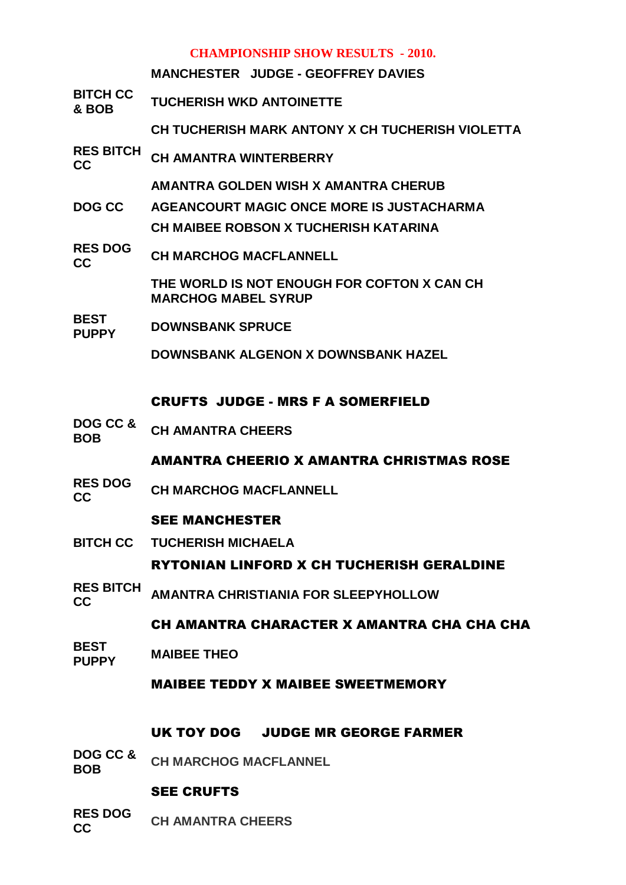# CHAMPIONSHIP SHOW RESULTS - 2010.

## MANCHESTER JUDGE - GEOFFREY DAVIES

| | |
|---|---|
| **BITCH CC & BOB** | **TUCHERISH WKD ANTOINETTE** |
| | **CH TUCHERISH MARK ANTONY X CH TUCHERISH VIOLETTA** |
| **RES BITCH CC** | **CH AMANTRA WINTERBERRY** |
| | **AMANTRA GOLDEN WISH X AMANTRA CHERUB** |
| **DOG CC** | **AGEANCOURT MAGIC ONCE MORE IS JUSTACHARMA** |
| | **CH MAIBEE ROBSON X TUCHERISH KATARINA** |
| **RES DOG CC** | **CH MARCHOG MACFLANNELL** |
| | **THE WORLD IS NOT ENOUGH FOR COFTON X CAN CH MARCHOG MABEL SYRUP** |
| **BEST PUPPY** | **DOWNSBANK SPRUCE** |
| | **DOWNSBANK ALGENON X DOWNSBANK HAZEL** |

## CRUFTS JUDGE - MRS F A SOMERFIELD

| | |
|---|---|
| **DOG CC & BOB** | **CH AMANTRA CHEERS** |
| | **AMANTRA CHEERIO X AMANTRA CHRISTMAS ROSE** |
| **RES DOG CC** | **CH MARCHOG MACFLANNELL** |
| | **SEE MANCHESTER** |
| **BITCH CC** | **TUCHERISH MICHAELA** |
| | **RYTONIAN LINFORD X CH TUCHERISH GERALDINE** |
| **RES BITCH CC** | **AMANTRA CHRISTIANIA FOR SLEEPYHOLLOW** |
| | **CH AMANTRA CHARACTER X AMANTRA CHA CHA CHA** |
| **BEST PUPPY** | **MAIBEE THEO** |
| | **MAIBEE TEDDY X MAIBEE SWEETMEMORY** |

## UK TOY DOG JUDGE MR GEORGE FARMER

| | |
|---|---|
| **DOG CC & BOB** | **CH MARCHOG MACFLANNEL** |
| | **SEE CRUFTS** |
| **RES DOG CC** | **CH AMANTRA CHEERS** |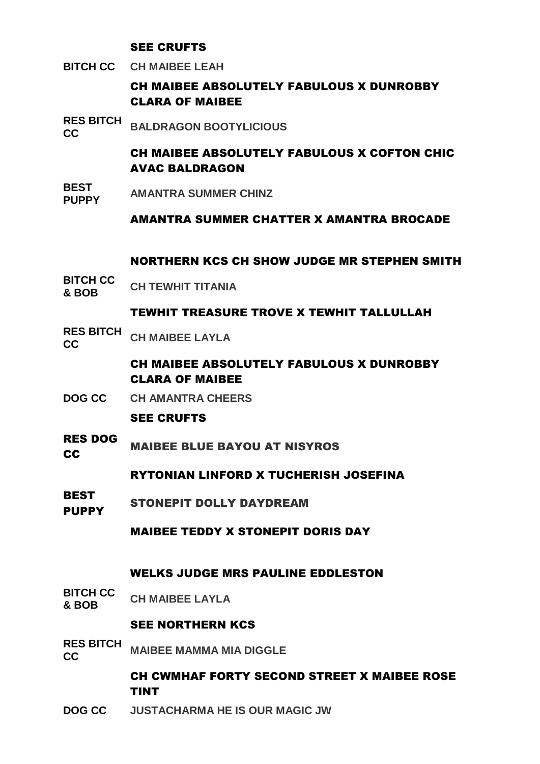SEE CRUFTS

| | |
|---|---|
| BITCH CC | CH MAIBEE LEAH |
| | CH MAIBEE ABSOLUTELY FABULOUS X DUNROBBY CLARA OF MAIBEE |
| RES BITCH CC | BALDRAGON BOOTYLICIOUS |
| | CH MAIBEE ABSOLUTELY FABULOUS X COFTON CHIC AVAC BALDRAGON |
| BEST PUPPY | AMANTRA SUMMER CHINZ |
| | AMANTRA SUMMER CHATTER X AMANTRA BROCADE |

## NORTHERN KCS CH SHOW JUDGE MR STEPHEN SMITH

| | |
|---|---|
| BITCH CC & BOB | CH TEWHIT TITANIA |
| | TEWHIT TREASURE TROVE X TEWHIT TALLULLAH |
| RES BITCH CC | CH MAIBEE LAYLA |
| | CH MAIBEE ABSOLUTELY FABULOUS X DUNROBBY CLARA OF MAIBEE |
| DOG CC | CH AMANTRA CHEERS |
| | SEE CRUFTS |
| RES DOG CC | MAIBEE BLUE BAYOU AT NISYROS |
| | RYTONIAN LINFORD X TUCHERISH JOSEFINA |
| BEST PUPPY | STONEPIT DOLLY DAYDREAM |
| | MAIBEE TEDDY X STONEPIT DORIS DAY |

## WELKS JUDGE MRS PAULINE EDDLESTON

| | |
|---|---|
| BITCH CC & BOB | CH MAIBEE LAYLA |
| | SEE NORTHERN KCS |
| RES BITCH CC | MAIBEE MAMMA MIA DIGGLE |
| | CH CWMHAF FORTY SECOND STREET X MAIBEE ROSE TINT |
| DOG CC | JUSTACHARMA HE IS OUR MAGIC JW |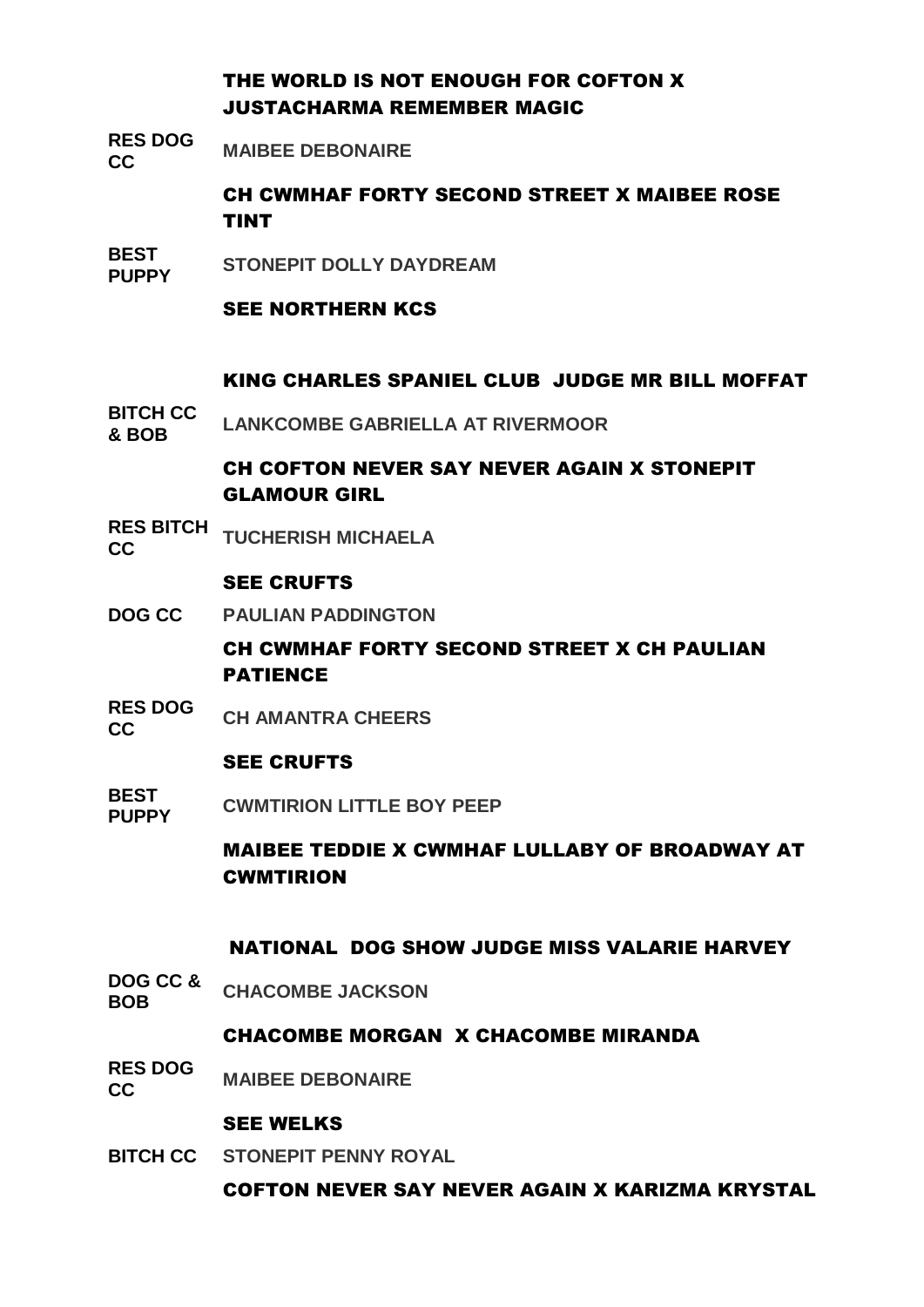**THE WORLD IS NOT ENOUGH FOR COFTON X JUSTACHARMA REMEMBER MAGIC**

**RES DOG CC** MAIBEE DEBONAIRE

**CH CWMHAF FORTY SECOND STREET X MAIBEE ROSE TINT**

**BEST PUPPY** STONEPIT DOLLY DAYDREAM

**SEE NORTHERN KCS**

## KING CHARLES SPANIEL CLUB JUDGE MR BILL MOFFAT

**BITCH CC & BOB** LANKCOMBE GABRIELLA AT RIVERMOOR

**CH COFTON NEVER SAY NEVER AGAIN X STONEPIT GLAMOUR GIRL**

**RES BITCH CC** TUCHERISH MICHAELA

**SEE CRUFTS**

**DOG CC** PAULIAN PADDINGTON

**CH CWMHAF FORTY SECOND STREET X CH PAULIAN PATIENCE**

**RES DOG CC** CH AMANTRA CHEERS

**SEE CRUFTS**

**BEST PUPPY** CWMTIRION LITTLE BOY PEEP

**MAIBEE TEDDIE X CWMHAF LULLABY OF BROADWAY AT CWMTIRION**

## NATIONAL DOG SHOW JUDGE MISS VALARIE HARVEY

**DOG CC & BOB** CHACOMBE JACKSON

**CHACOMBE MORGAN X CHACOMBE MIRANDA**

**RES DOG CC** MAIBEE DEBONAIRE

**SEE WELKS**

**BITCH CC** STONEPIT PENNY ROYAL

**COFTON NEVER SAY NEVER AGAIN X KARIZMA KRYSTAL**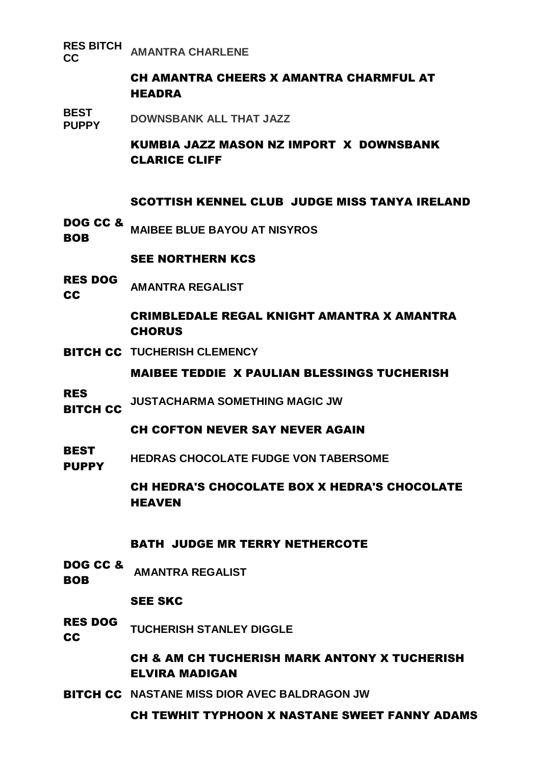| | |
|---|---|
| **RES BITCH CC** | **AMANTRA CHARLENE** |
| | **CH AMANTRA CHEERS X AMANTRA CHARMFUL AT HEADRA** |
| **BEST PUPPY** | **DOWNSBANK ALL THAT JAZZ** |
| | **KUMBIA JAZZ MASON NZ IMPORT X DOWNSBANK CLARICE CLIFF** |

## SCOTTISH KENNEL CLUB JUDGE MISS TANYA IRELAND

| | |
|---|---|
| **DOG CC & BOB** | **MAIBEE BLUE BAYOU AT NISYROS** |
| | **SEE NORTHERN KCS** |
| **RES DOG CC** | **AMANTRA REGALIST** |
| | **CRIMBLEDALE REGAL KNIGHT AMANTRA X AMANTRA CHORUS** |
| **BITCH CC** | **TUCHERISH CLEMENCY** |
| | **MAIBEE TEDDIE X PAULIAN BLESSINGS TUCHERISH** |
| **RES BITCH CC** | **JUSTACHARMA SOMETHING MAGIC JW** |
| | **CH COFTON NEVER SAY NEVER AGAIN** |
| **BEST PUPPY** | **HEDRAS CHOCOLATE FUDGE VON TABERSOME** |
| | **CH HEDRA'S CHOCOLATE BOX X HEDRA'S CHOCOLATE HEAVEN** |

## BATH JUDGE MR TERRY NETHERCOTE

| | |
|---|---|
| **DOG CC & BOB** | **AMANTRA REGALIST** |
| | **SEE SKC** |
| **RES DOG CC** | **TUCHERISH STANLEY DIGGLE** |
| | **CH & AM CH TUCHERISH MARK ANTONY X TUCHERISH ELVIRA MADIGAN** |
| **BITCH CC** | **NASTANE MISS DIOR AVEC BALDRAGON JW** |
| | **CH TEWHIT TYPHOON X NASTANE SWEET FANNY ADAMS** |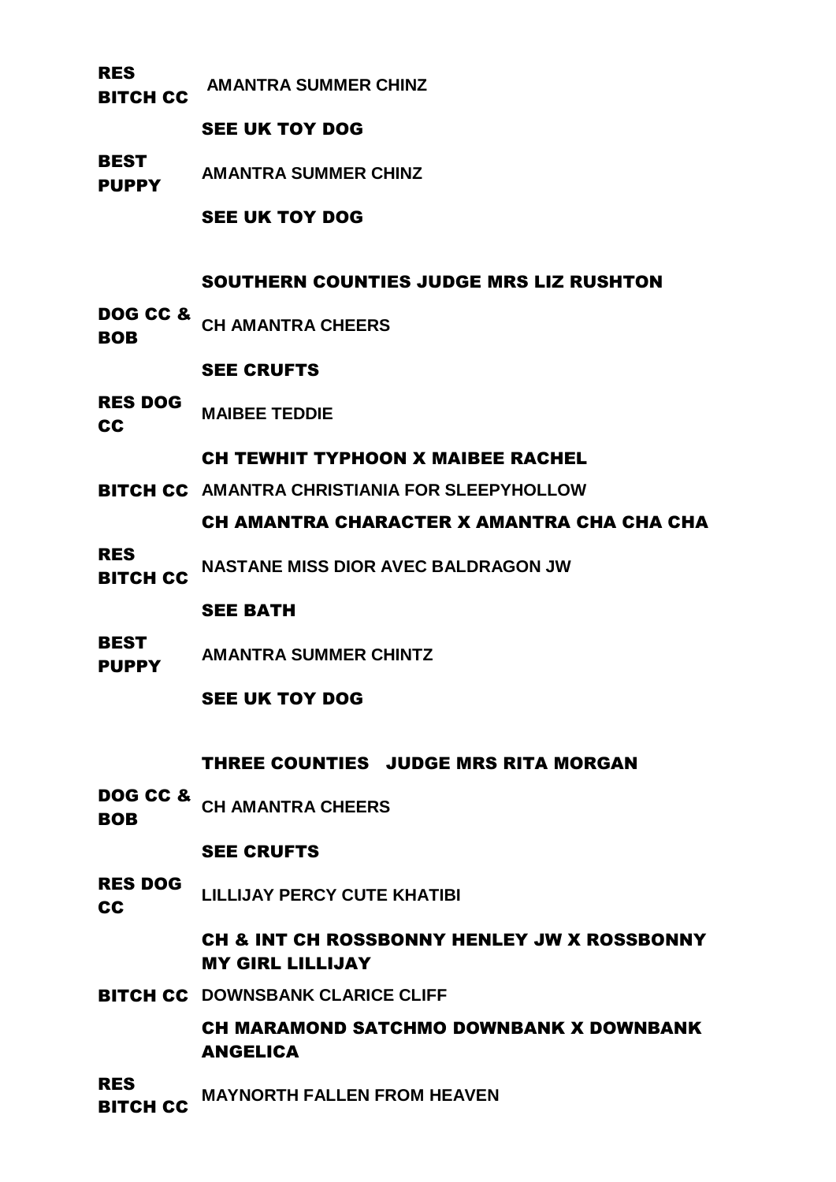| | |
|---|---|
| **RES BITCH CC** | AMANTRA SUMMER CHINZ |
| | **SEE UK TOY DOG** |
| **BEST PUPPY** | AMANTRA SUMMER CHINZ |
| | **SEE UK TOY DOG** |

## SOUTHERN COUNTIES JUDGE MRS LIZ RUSHTON

| | |
|---|---|
| **DOG CC & BOB** | CH AMANTRA CHEERS |
| | **SEE CRUFTS** |
| **RES DOG CC** | MAIBEE TEDDIE |
| | **CH TEWHIT TYPHOON X MAIBEE RACHEL** |
| **BITCH CC** | AMANTRA CHRISTIANIA FOR SLEEPYHOLLOW |
| | **CH AMANTRA CHARACTER X AMANTRA CHA CHA CHA** |
| **RES BITCH CC** | NASTANE MISS DIOR AVEC BALDRAGON JW |
| | **SEE BATH** |
| **BEST PUPPY** | AMANTRA SUMMER CHINTZ |
| | **SEE UK TOY DOG** |

## THREE COUNTIES JUDGE MRS RITA MORGAN

| | |
|---|---|
| **DOG CC & BOB** | CH AMANTRA CHEERS |
| | **SEE CRUFTS** |
| **RES DOG CC** | LILLIJAY PERCY CUTE KHATIBI |
| | **CH & INT CH ROSSBONNY HENLEY JW X ROSSBONNY MY GIRL LILLIJAY** |
| **BITCH CC** | DOWNSBANK CLARICE CLIFF |
| | **CH MARAMOND SATCHMO DOWNBANK X DOWNBANK ANGELICA** |
| **RES BITCH CC** | MAYNORTH FALLEN FROM HEAVEN |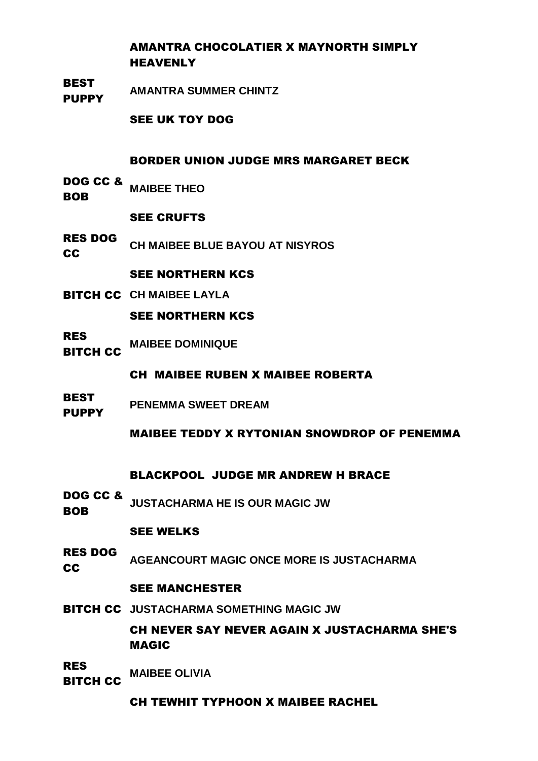**AMANTRA CHOCOLATIER X MAYNORTH SIMPLY HEAVENLY**

**BEST PUPPY** AMANTRA SUMMER CHINTZ

**SEE UK TOY DOG**

**BORDER UNION JUDGE MRS MARGARET BECK**

**DOG CC & BOB** MAIBEE THEO

**SEE CRUFTS**

**RES DOG CC** CH MAIBEE BLUE BAYOU AT NISYROS

**SEE NORTHERN KCS**

**BITCH CC** CH MAIBEE LAYLA

**SEE NORTHERN KCS**

**RES BITCH CC** MAIBEE DOMINIQUE

**CH MAIBEE RUBEN X MAIBEE ROBERTA**

**BEST PUPPY** PENEMMA SWEET DREAM

**MAIBEE TEDDY X RYTONIAN SNOWDROP OF PENEMMA**

**BLACKPOOL JUDGE MR ANDREW H BRACE**

**DOG CC & BOB** JUSTACHARMA HE IS OUR MAGIC JW

**SEE WELKS**

**RES DOG CC** AGEANCOURT MAGIC ONCE MORE IS JUSTACHARMA

**SEE MANCHESTER**

**BITCH CC** JUSTACHARMA SOMETHING MAGIC JW

**CH NEVER SAY NEVER AGAIN X JUSTACHARMA SHE'S MAGIC**

**RES BITCH CC** MAIBEE OLIVIA

**CH TEWHIT TYPHOON X MAIBEE RACHEL**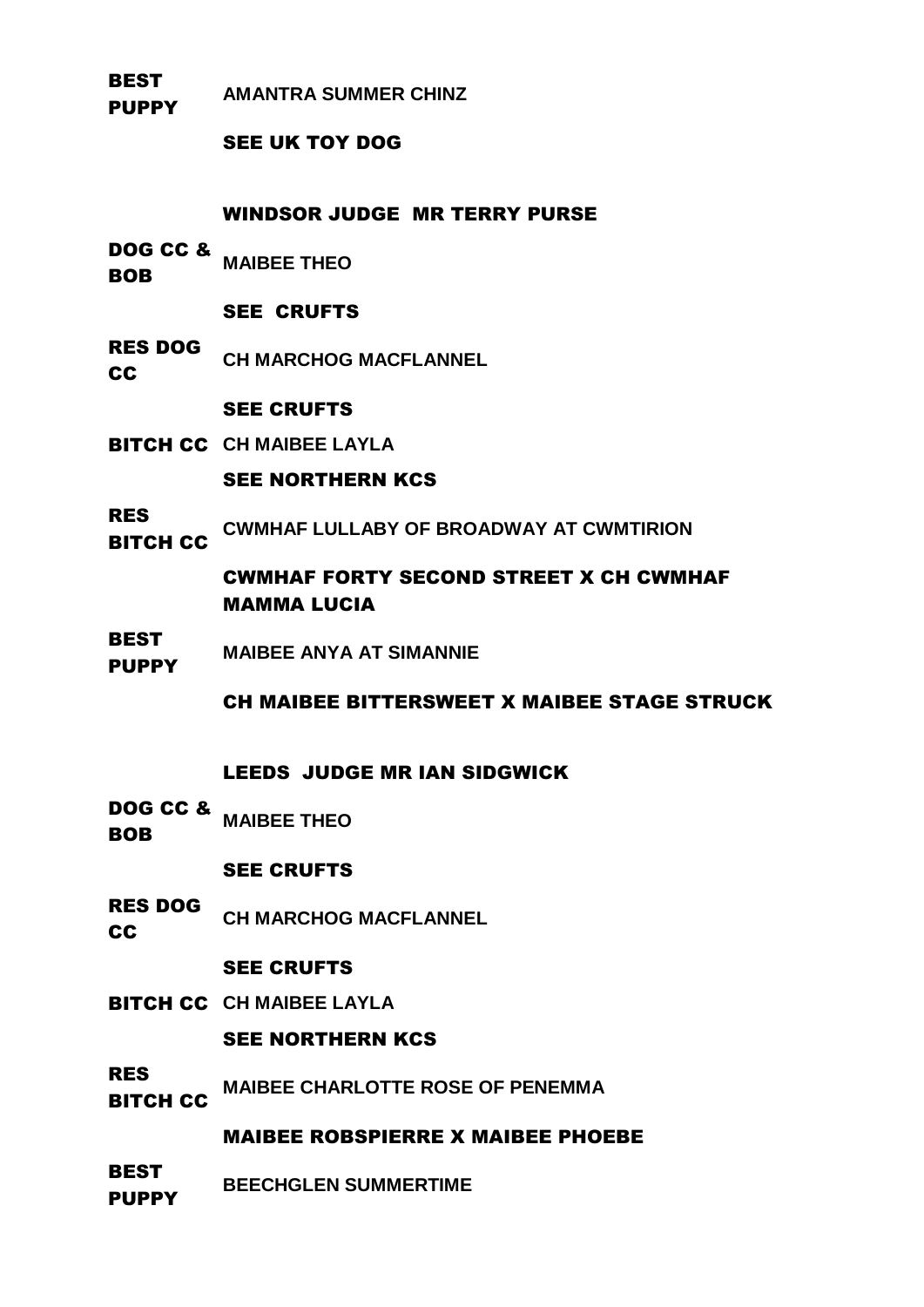| | |
|---|---|
| **BEST PUPPY** | **AMANTRA SUMMER CHINZ** |
| | **SEE UK TOY DOG** |

### WINDSOR JUDGE MR TERRY PURSE

| | |
|---|---|
| **DOG CC & BOB** | **MAIBEE THEO** |
| | **SEE CRUFTS** |
| **RES DOG CC** | **CH MARCHOG MACFLANNEL** |
| | **SEE CRUFTS** |
| **BITCH CC** | **CH MAIBEE LAYLA** |
| | **SEE NORTHERN KCS** |
| **RES BITCH CC** | **CWMHAF LULLABY OF BROADWAY AT CWMTIRION** |
| | **CWMHAF FORTY SECOND STREET X CH CWMHAF MAMMA LUCIA** |
| **BEST PUPPY** | **MAIBEE ANYA AT SIMANNIE** |
| | **CH MAIBEE BITTERSWEET X MAIBEE STAGE STRUCK** |

### LEEDS JUDGE MR IAN SIDGWICK

| | |
|---|---|
| **DOG CC & BOB** | **MAIBEE THEO** |
| | **SEE CRUFTS** |
| **RES DOG CC** | **CH MARCHOG MACFLANNEL** |
| | **SEE CRUFTS** |
| **BITCH CC** | **CH MAIBEE LAYLA** |
| | **SEE NORTHERN KCS** |
| **RES BITCH CC** | **MAIBEE CHARLOTTE ROSE OF PENEMMA** |
| | **MAIBEE ROBSPIERRE X MAIBEE PHOEBE** |
| **BEST PUPPY** | **BEECHGLEN SUMMERTIME** |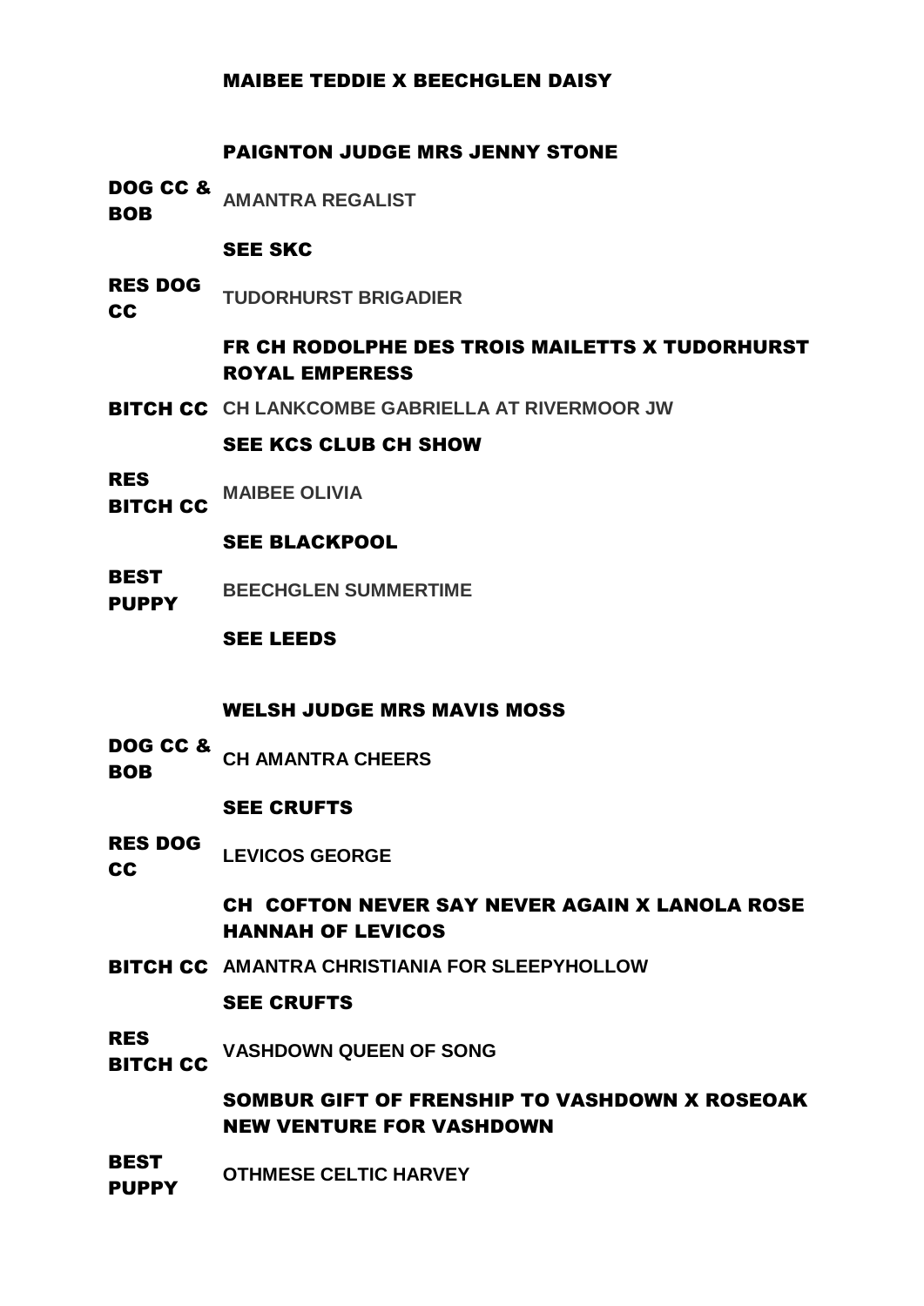**MAIBEE TEDDIE X BEECHGLEN DAISY**

## PAIGNTON JUDGE MRS JENNY STONE

| | |
|---|---|
| **DOG CC & BOB** | AMANTRA REGALIST |
| | **SEE SKC** |
| **RES DOG CC** | TUDORHURST BRIGADIER |
| | **FR CH RODOLPHE DES TROIS MAILETTS X TUDORHURST ROYAL EMPERESS** |
| **BITCH CC** | CH LANKCOMBE GABRIELLA AT RIVERMOOR JW |
| | **SEE KCS CLUB CH SHOW** |
| **RES BITCH CC** | MAIBEE OLIVIA |
| | **SEE BLACKPOOL** |
| **BEST PUPPY** | BEECHGLEN SUMMERTIME |
| | **SEE LEEDS** |

## WELSH JUDGE MRS MAVIS MOSS

| | |
|---|---|
| **DOG CC & BOB** | CH AMANTRA CHEERS |
| | **SEE CRUFTS** |
| **RES DOG CC** | LEVICOS GEORGE |
| | **CH COFTON NEVER SAY NEVER AGAIN X LANOLA ROSE HANNAH OF LEVICOS** |
| **BITCH CC** | AMANTRA CHRISTIANIA FOR SLEEPYHOLLOW |
| | **SEE CRUFTS** |
| **RES BITCH CC** | VASHDOWN QUEEN OF SONG |
| | **SOMBUR GIFT OF FRENSHIP TO VASHDOWN X ROSEOAK NEW VENTURE FOR VASHDOWN** |
| **BEST PUPPY** | OTHMESE CELTIC HARVEY |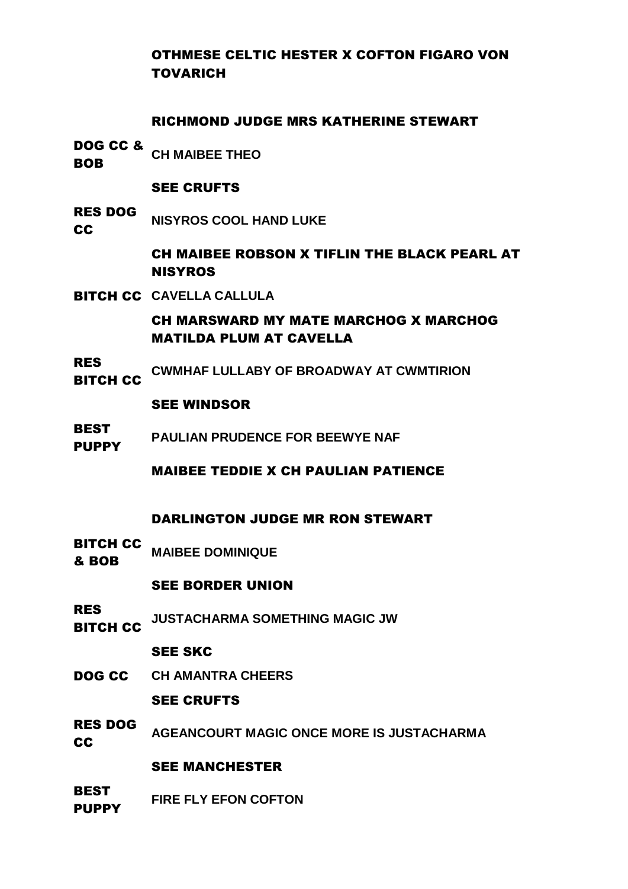OTHMESE CELTIC HESTER X COFTON FIGARO VON TOVARICH

## RICHMOND JUDGE MRS KATHERINE STEWART

| | |
|---|---|
| DOG CC & BOB | CH MAIBEE THEO |
| | SEE CRUFTS |
| RES DOG CC | NISYROS COOL HAND LUKE |
| | CH MAIBEE ROBSON X TIFLIN THE BLACK PEARL AT NISYROS |
| BITCH CC | CAVELLA CALLULA |
| | CH MARSWARD MY MATE MARCHOG X MARCHOG MATILDA PLUM AT CAVELLA |
| RES BITCH CC | CWMHAF LULLABY OF BROADWAY AT CWMTIRION |
| | SEE WINDSOR |
| BEST PUPPY | PAULIAN PRUDENCE FOR BEEWYE NAF |
| | MAIBEE TEDDIE X CH PAULIAN PATIENCE |

## DARLINGTON JUDGE MR RON STEWART

| | |
|---|---|
| BITCH CC & BOB | MAIBEE DOMINIQUE |
| | SEE BORDER UNION |
| RES BITCH CC | JUSTACHARMA SOMETHING MAGIC JW |
| | SEE SKC |
| DOG CC | CH AMANTRA CHEERS |
| | SEE CRUFTS |
| RES DOG CC | AGEANCOURT MAGIC ONCE MORE IS JUSTACHARMA |
| | SEE MANCHESTER |
| BEST PUPPY | FIRE FLY EFON COFTON |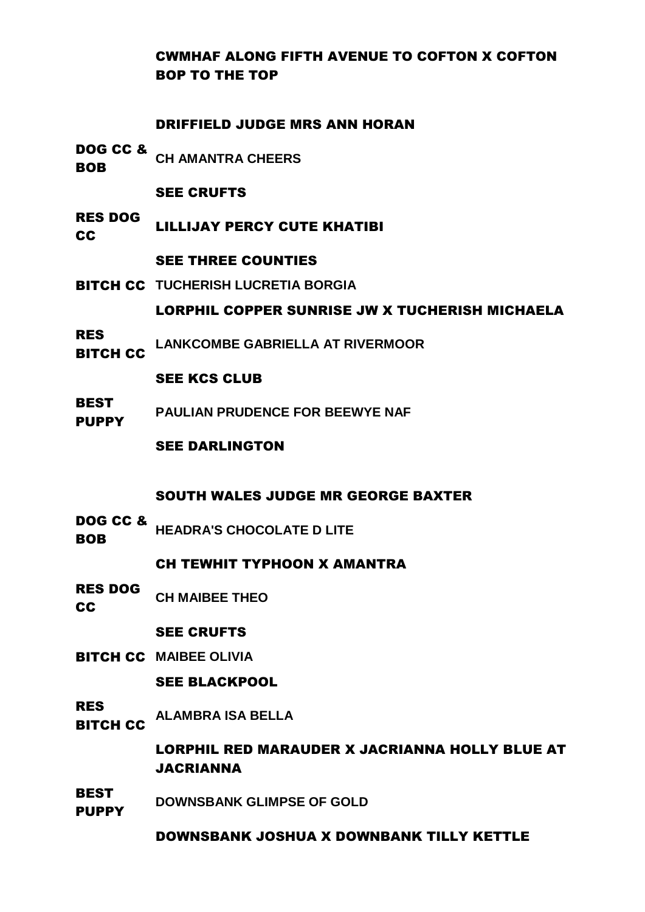CWMHAF ALONG FIFTH AVENUE TO COFTON X COFTON BOP TO THE TOP

## DRIFFIELD JUDGE MRS ANN HORAN

| | |
|---|---|
| DOG CC & BOB | CH AMANTRA CHEERS |
| | SEE CRUFTS |
| RES DOG CC | LILLIJAY PERCY CUTE KHATIBI |
| | SEE THREE COUNTIES |
| BITCH CC | TUCHERISH LUCRETIA BORGIA |
| | LORPHIL COPPER SUNRISE JW X TUCHERISH MICHAELA |
| RES BITCH CC | LANKCOMBE GABRIELLA AT RIVERMOOR |
| | SEE KCS CLUB |
| BEST PUPPY | PAULIAN PRUDENCE FOR BEEWYE NAF |
| | SEE DARLINGTON |

## SOUTH WALES JUDGE MR GEORGE BAXTER

| | |
|---|---|
| DOG CC & BOB | HEADRA'S CHOCOLATE D LITE |
| | CH TEWHIT TYPHOON X AMANTRA |
| RES DOG CC | CH MAIBEE THEO |
| | SEE CRUFTS |
| BITCH CC | MAIBEE OLIVIA |
| | SEE BLACKPOOL |
| RES BITCH CC | ALAMBRA ISA BELLA |
| | LORPHIL RED MARAUDER X JACRIANNA HOLLY BLUE AT JACRIANNA |
| BEST PUPPY | DOWNSBANK GLIMPSE OF GOLD |
| | DOWNSBANK JOSHUA X DOWNBANK TILLY KETTLE |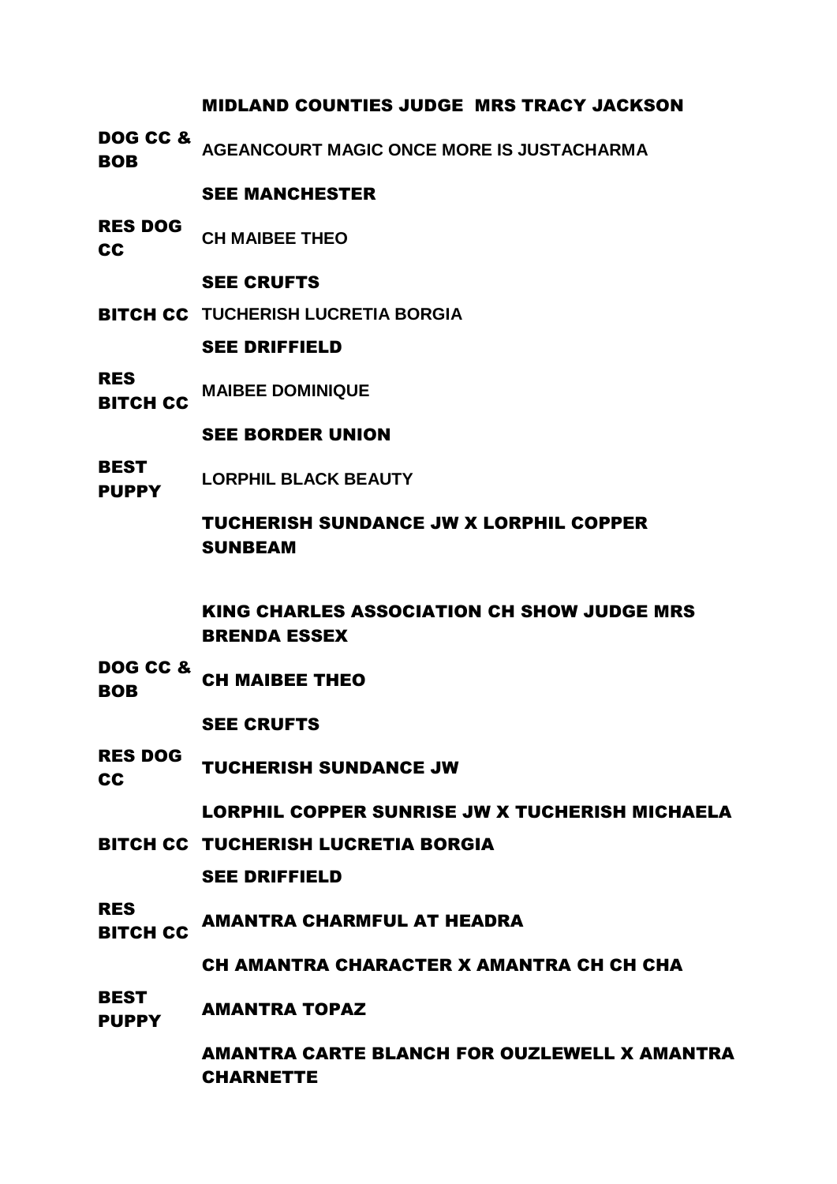## MIDLAND COUNTIES JUDGE MRS TRACY JACKSON

| | |
|---|---|
| **DOG CC & BOB** | **AGEANCOURT MAGIC ONCE MORE IS JUSTACHARMA** |
| | **SEE MANCHESTER** |
| **RES DOG CC** | **CH MAIBEE THEO** |
| | **SEE CRUFTS** |
| **BITCH CC** | **TUCHERISH LUCRETIA BORGIA** |
| | **SEE DRIFFIELD** |
| **RES BITCH CC** | **MAIBEE DOMINIQUE** |
| | **SEE BORDER UNION** |
| **BEST PUPPY** | **LORPHIL BLACK BEAUTY** |
| | **TUCHERISH SUNDANCE JW X LORPHIL COPPER SUNBEAM** |

## KING CHARLES ASSOCIATION CH SHOW JUDGE MRS BRENDA ESSEX

| | |
|---|---|
| **DOG CC & BOB** | **CH MAIBEE THEO** |
| | **SEE CRUFTS** |
| **RES DOG CC** | **TUCHERISH SUNDANCE JW** |
| | **LORPHIL COPPER SUNRISE JW X TUCHERISH MICHAELA** |
| **BITCH CC** | **TUCHERISH LUCRETIA BORGIA** |
| | **SEE DRIFFIELD** |
| **RES BITCH CC** | **AMANTRA CHARMFUL AT HEADRA** |
| | **CH AMANTRA CHARACTER X AMANTRA CH CH CHA** |
| **BEST PUPPY** | **AMANTRA TOPAZ** |
| | **AMANTRA CARTE BLANCH FOR OUZLEWELL X AMANTRA CHARNETTE** |